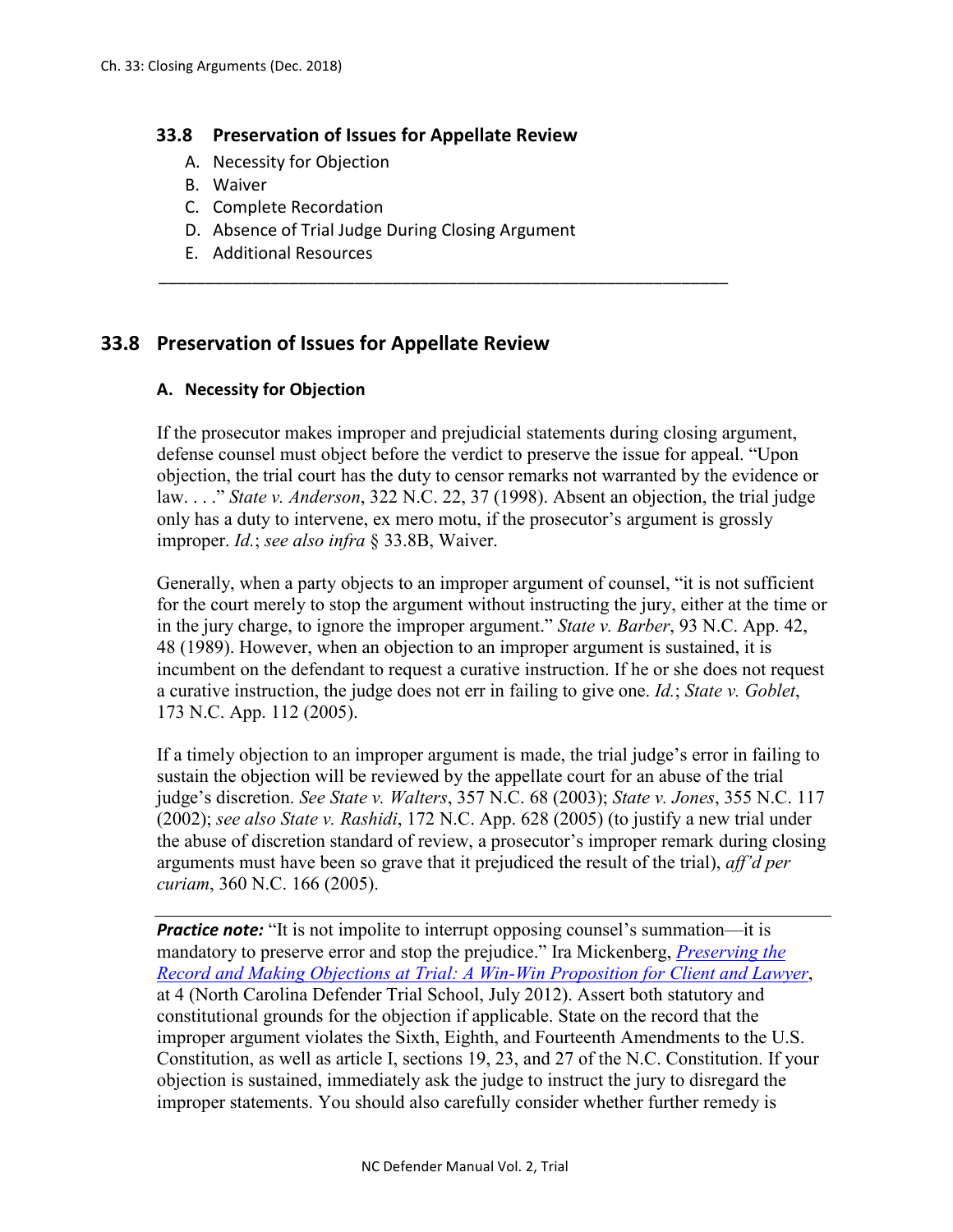## 33.8 Preservation of Issues for Appellate Review

A. Necessity for Objection
B. Waiver
C. Complete Recordation
D. Absence of Trial Judge During Closing Argument
E. Additional Resources

---

## 33.8 Preservation of Issues for Appellate Review

### A. Necessity for Objection

If the prosecutor makes improper and prejudicial statements during closing argument, defense counsel must object before the verdict to preserve the issue for appeal. "Upon objection, the trial court has the duty to censor remarks not warranted by the evidence or law. . . ." *State v. Anderson*, 322 N.C. 22, 37 (1998). Absent an objection, the trial judge only has a duty to intervene, ex mero motu, if the prosecutor's argument is grossly improper. *Id.*; *see also infra* § 33.8B, Waiver.

Generally, when a party objects to an improper argument of counsel, "it is not sufficient for the court merely to stop the argument without instructing the jury, either at the time or in the jury charge, to ignore the improper argument." *State v. Barber*, 93 N.C. App. 42, 48 (1989). However, when an objection to an improper argument is sustained, it is incumbent on the defendant to request a curative instruction. If he or she does not request a curative instruction, the judge does not err in failing to give one. *Id.*; *State v. Goblet*, 173 N.C. App. 112 (2005).

If a timely objection to an improper argument is made, the trial judge's error in failing to sustain the objection will be reviewed by the appellate court for an abuse of the trial judge's discretion. *See State v. Walters*, 357 N.C. 68 (2003); *State v. Jones*, 355 N.C. 117 (2002); *see also State v. Rashidi*, 172 N.C. App. 628 (2005) (to justify a new trial under the abuse of discretion standard of review, a prosecutor's improper remark during closing arguments must have been so grave that it prejudiced the result of the trial), *aff'd per curiam*, 360 N.C. 166 (2005).

***Practice note:*** "It is not impolite to interrupt opposing counsel's summation—it is mandatory to preserve error and stop the prejudice." Ira Mickenberg, *Preserving the Record and Making Objections at Trial: A Win-Win Proposition for Client and Lawyer*, at 4 (North Carolina Defender Trial School, July 2012). Assert both statutory and constitutional grounds for the objection if applicable. State on the record that the improper argument violates the Sixth, Eighth, and Fourteenth Amendments to the U.S. Constitution, as well as article I, sections 19, 23, and 27 of the N.C. Constitution. If your objection is sustained, immediately ask the judge to instruct the jury to disregard the improper statements. You should also carefully consider whether further remedy is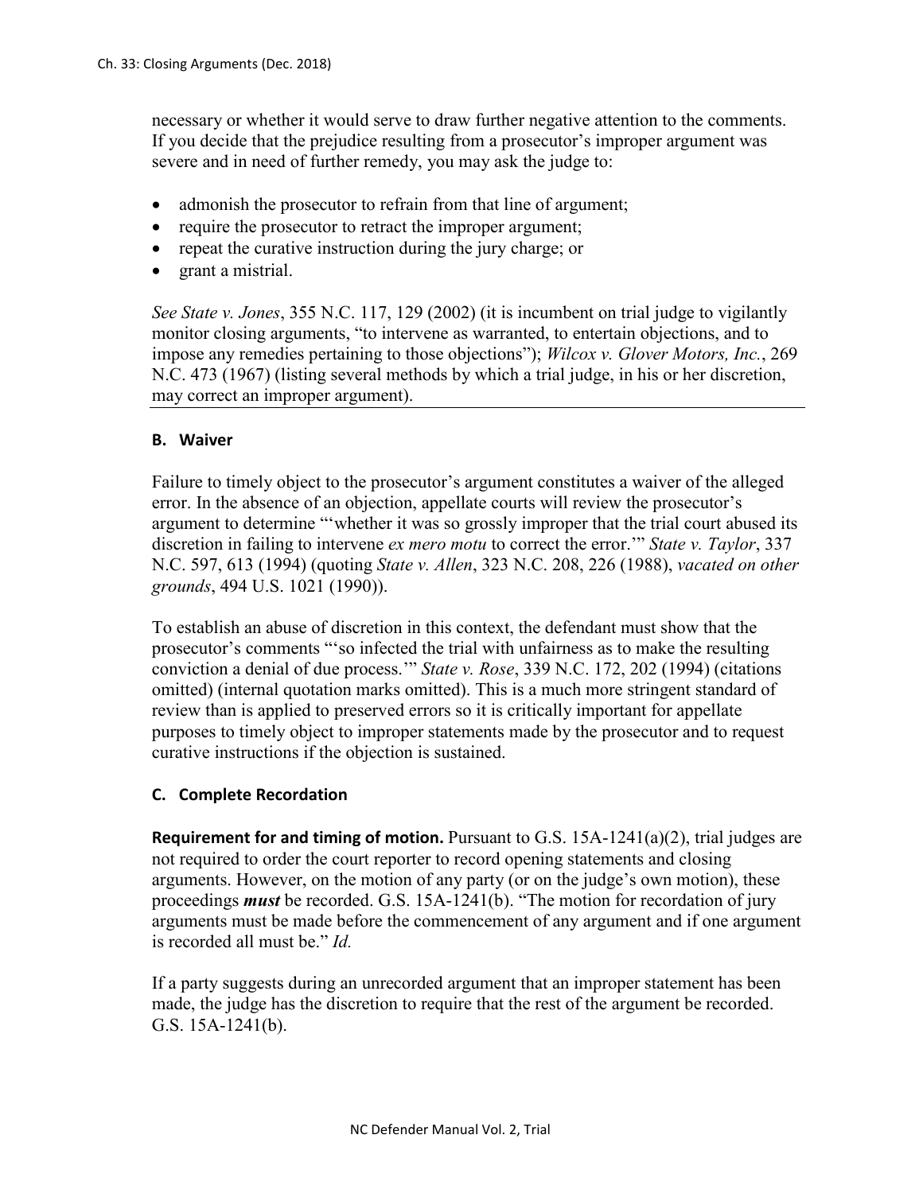necessary or whether it would serve to draw further negative attention to the comments. If you decide that the prejudice resulting from a prosecutor's improper argument was severe and in need of further remedy, you may ask the judge to:

- admonish the prosecutor to refrain from that line of argument;
- require the prosecutor to retract the improper argument;
- repeat the curative instruction during the jury charge; or
- grant a mistrial.

*See State v. Jones*, 355 N.C. 117, 129 (2002) (it is incumbent on trial judge to vigilantly monitor closing arguments, "to intervene as warranted, to entertain objections, and to impose any remedies pertaining to those objections"); *Wilcox v. Glover Motors, Inc.*, 269 N.C. 473 (1967) (listing several methods by which a trial judge, in his or her discretion, may correct an improper argument).

### B. Waiver

Failure to timely object to the prosecutor's argument constitutes a waiver of the alleged error. In the absence of an objection, appellate courts will review the prosecutor's argument to determine "'whether it was so grossly improper that the trial court abused its discretion in failing to intervene *ex mero motu* to correct the error.'" *State v. Taylor*, 337 N.C. 597, 613 (1994) (quoting *State v. Allen*, 323 N.C. 208, 226 (1988), *vacated on other grounds*, 494 U.S. 1021 (1990)).

To establish an abuse of discretion in this context, the defendant must show that the prosecutor's comments "'so infected the trial with unfairness as to make the resulting conviction a denial of due process.'" *State v. Rose*, 339 N.C. 172, 202 (1994) (citations omitted) (internal quotation marks omitted). This is a much more stringent standard of review than is applied to preserved errors so it is critically important for appellate purposes to timely object to improper statements made by the prosecutor and to request curative instructions if the objection is sustained.

### C. Complete Recordation

**Requirement for and timing of motion.** Pursuant to G.S. 15A-1241(a)(2), trial judges are not required to order the court reporter to record opening statements and closing arguments. However, on the motion of any party (or on the judge's own motion), these proceedings ***must*** be recorded. G.S. 15A-1241(b). "The motion for recordation of jury arguments must be made before the commencement of any argument and if one argument is recorded all must be." *Id.*

If a party suggests during an unrecorded argument that an improper statement has been made, the judge has the discretion to require that the rest of the argument be recorded. G.S. 15A-1241(b).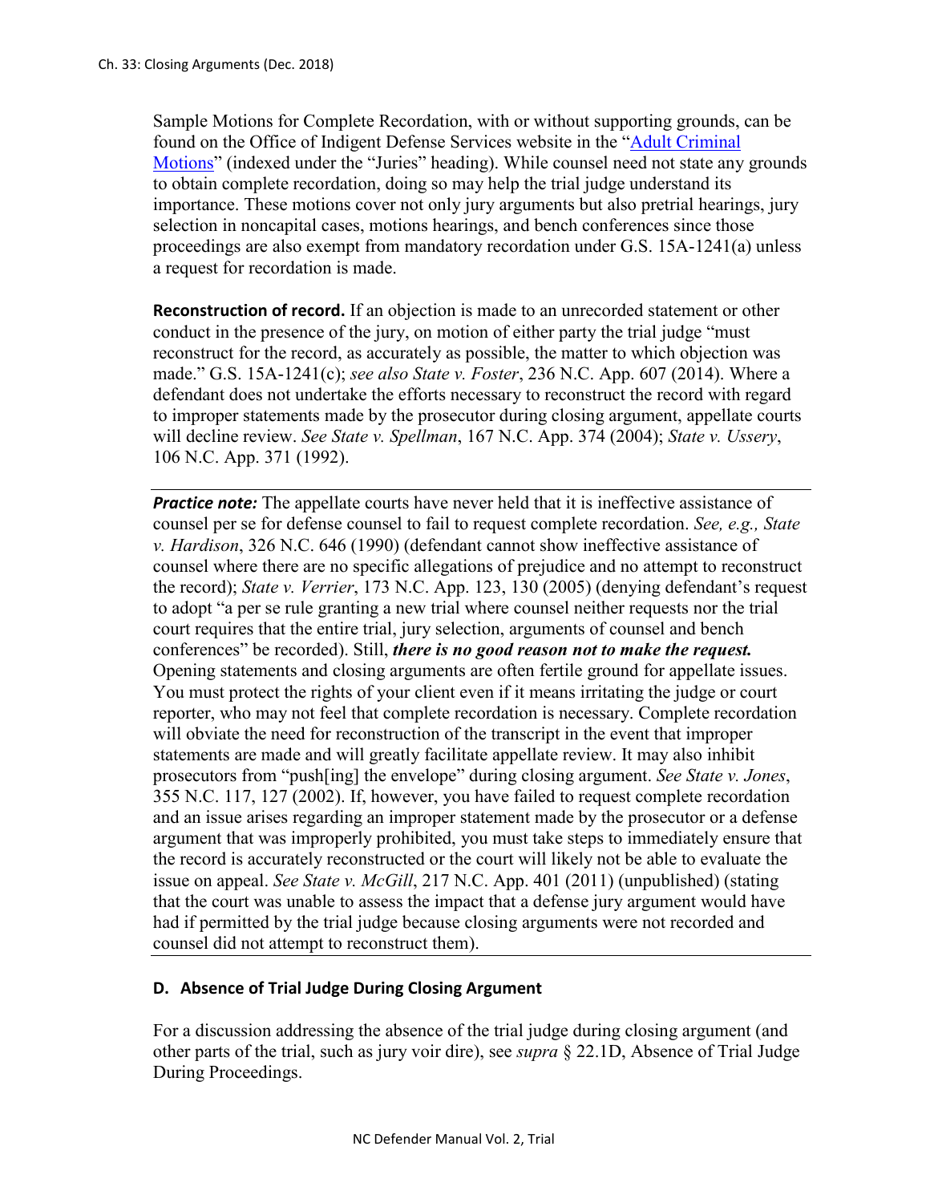Sample Motions for Complete Recordation, with or without supporting grounds, can be found on the Office of Indigent Defense Services website in the "[Adult Criminal Motions](#)" (indexed under the "Juries" heading). While counsel need not state any grounds to obtain complete recordation, doing so may help the trial judge understand its importance. These motions cover not only jury arguments but also pretrial hearings, jury selection in noncapital cases, motions hearings, and bench conferences since those proceedings are also exempt from mandatory recordation under G.S. 15A-1241(a) unless a request for recordation is made.

**Reconstruction of record.** If an objection is made to an unrecorded statement or other conduct in the presence of the jury, on motion of either party the trial judge "must reconstruct for the record, as accurately as possible, the matter to which objection was made." G.S. 15A-1241(c); *see also State v. Foster*, 236 N.C. App. 607 (2014). Where a defendant does not undertake the efforts necessary to reconstruct the record with regard to improper statements made by the prosecutor during closing argument, appellate courts will decline review. *See State v. Spellman*, 167 N.C. App. 374 (2004); *State v. Ussery*, 106 N.C. App. 371 (1992).

---

***Practice note:*** The appellate courts have never held that it is ineffective assistance of counsel per se for defense counsel to fail to request complete recordation. *See, e.g., State v. Hardison*, 326 N.C. 646 (1990) (defendant cannot show ineffective assistance of counsel where there are no specific allegations of prejudice and no attempt to reconstruct the record); *State v. Verrier*, 173 N.C. App. 123, 130 (2005) (denying defendant's request to adopt "a per se rule granting a new trial where counsel neither requests nor the trial court requires that the entire trial, jury selection, arguments of counsel and bench conferences" be recorded). Still, ***there is no good reason not to make the request.*** Opening statements and closing arguments are often fertile ground for appellate issues. You must protect the rights of your client even if it means irritating the judge or court reporter, who may not feel that complete recordation is necessary. Complete recordation will obviate the need for reconstruction of the transcript in the event that improper statements are made and will greatly facilitate appellate review. It may also inhibit prosecutors from "push[ing] the envelope" during closing argument. *See State v. Jones*, 355 N.C. 117, 127 (2002). If, however, you have failed to request complete recordation and an issue arises regarding an improper statement made by the prosecutor or a defense argument that was improperly prohibited, you must take steps to immediately ensure that the record is accurately reconstructed or the court will likely not be able to evaluate the issue on appeal. *See State v. McGill*, 217 N.C. App. 401 (2011) (unpublished) (stating that the court was unable to assess the impact that a defense jury argument would have had if permitted by the trial judge because closing arguments were not recorded and counsel did not attempt to reconstruct them).

---

### D. Absence of Trial Judge During Closing Argument

For a discussion addressing the absence of the trial judge during closing argument (and other parts of the trial, such as jury voir dire), see *supra* § 22.1D, Absence of Trial Judge During Proceedings.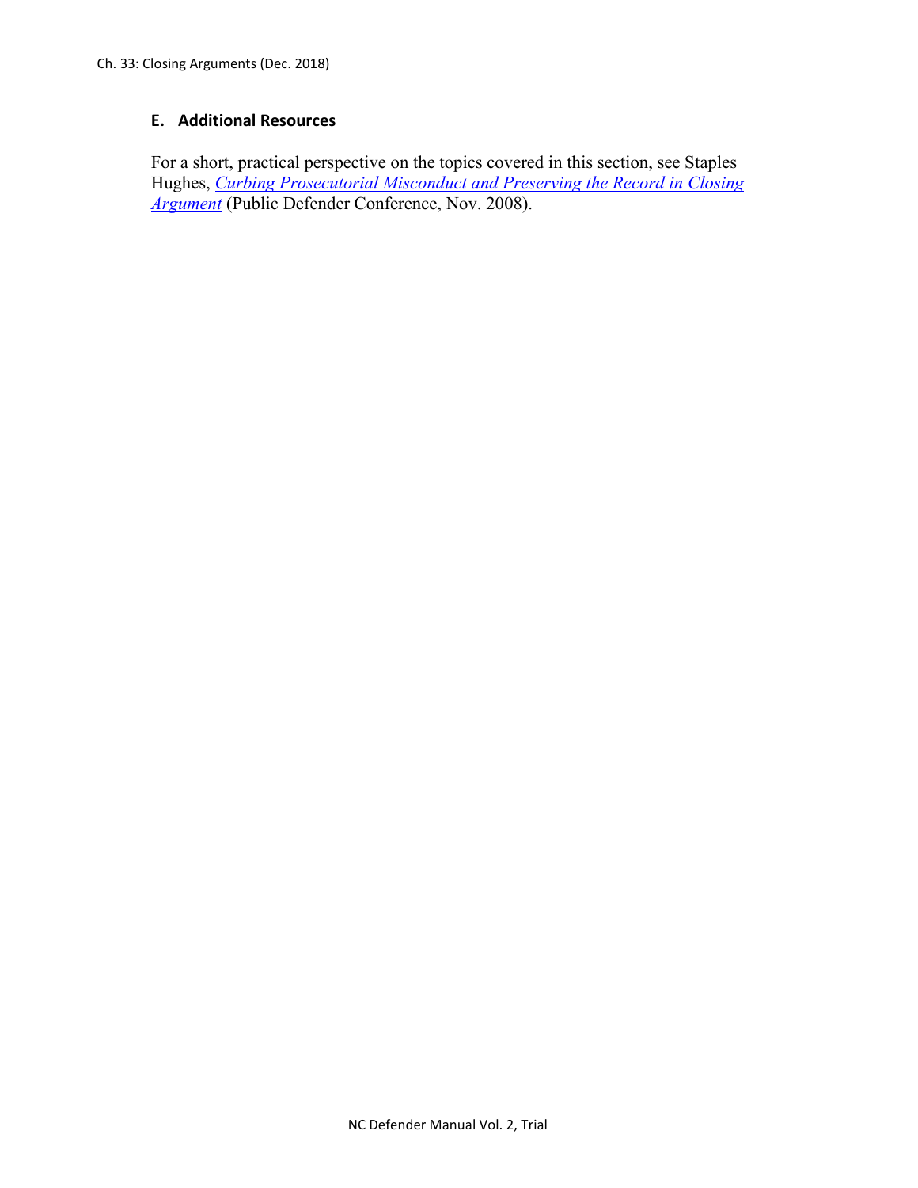## E. Additional Resources

For a short, practical perspective on the topics covered in this section, see Staples Hughes, *Curbing Prosecutorial Misconduct and Preserving the Record in Closing Argument* (Public Defender Conference, Nov. 2008).